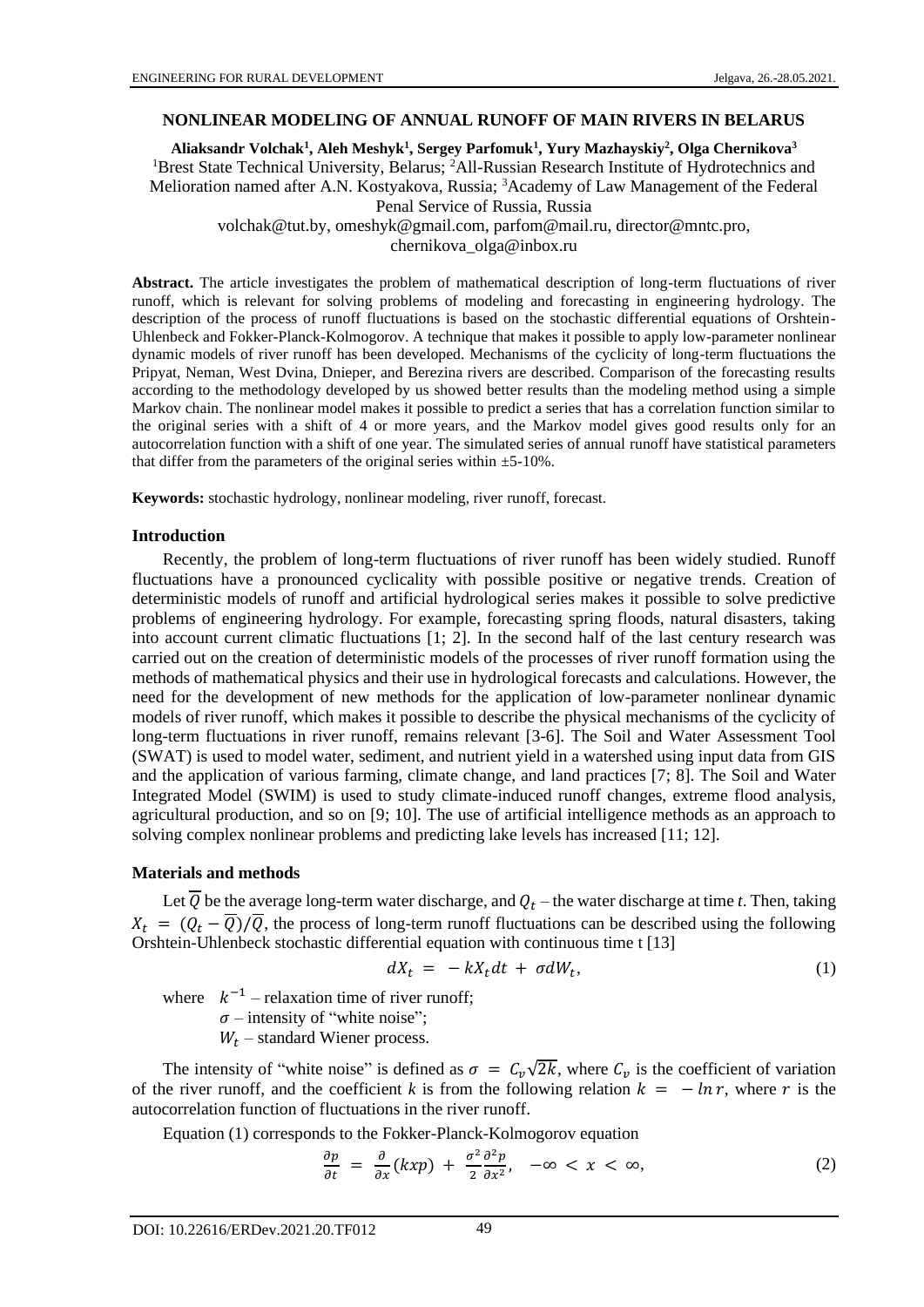# NONLINEAR MODELING OF ANNUAL RUNOFF OF MAIN RIVERS IN BELARUS

**Aliaksandr Volchak[1], Aleh Meshyk[1], Sergey Parfomuk[1], Yury Mazhayskiy[2], Olga Chernikova[3]**

[1]Brest State Technical University, Belarus; [2]All-Russian Research Institute of Hydrotechnics and Melioration named after A.N. Kostyakova, Russia; [3]Academy of Law Management of the Federal Penal Service of Russia, Russia

volchak@tut.by, omeshyk@gmail.com, parfom@mail.ru, director@mntc.pro, chernikova_olga@inbox.ru

**Abstract.** The article investigates the problem of mathematical description of long-term fluctuations of river runoff, which is relevant for solving problems of modeling and forecasting in engineering hydrology. The description of the process of runoff fluctuations is based on the stochastic differential equations of Orshtein-Uhlenbeck and Fokker-Planck-Kolmogorov. A technique that makes it possible to apply low-parameter nonlinear dynamic models of river runoff has been developed. Mechanisms of the cyclicity of long-term fluctuations the Pripyat, Neman, West Dvina, Dnieper, and Berezina rivers are described. Comparison of the forecasting results according to the methodology developed by us showed better results than the modeling method using a simple Markov chain. The nonlinear model makes it possible to predict a series that has a correlation function similar to the original series with a shift of 4 or more years, and the Markov model gives good results only for an autocorrelation function with a shift of one year. The simulated series of annual runoff have statistical parameters that differ from the parameters of the original series within ±5-10%.

**Keywords:** stochastic hydrology, nonlinear modeling, river runoff, forecast.

## Introduction

Recently, the problem of long-term fluctuations of river runoff has been widely studied. Runoff fluctuations have a pronounced cyclicality with possible positive or negative trends. Creation of deterministic models of runoff and artificial hydrological series makes it possible to solve predictive problems of engineering hydrology. For example, forecasting spring floods, natural disasters, taking into account current climatic fluctuations [1; 2]. In the second half of the last century research was carried out on the creation of deterministic models of the processes of river runoff formation using the methods of mathematical physics and their use in hydrological forecasts and calculations. However, the need for the development of new methods for the application of low-parameter nonlinear dynamic models of river runoff, which makes it possible to describe the physical mechanisms of the cyclicity of long-term fluctuations in river runoff, remains relevant [3-6]. The Soil and Water Assessment Tool (SWAT) is used to model water, sediment, and nutrient yield in a watershed using input data from GIS and the application of various farming, climate change, and land practices [7; 8]. The Soil and Water Integrated Model (SWIM) is used to study climate-induced runoff changes, extreme flood analysis, agricultural production, and so on [9; 10]. The use of artificial intelligence methods as an approach to solving complex nonlinear problems and predicting lake levels has increased [11; 12].

## Materials and methods

Let $\overline{Q}$ be the average long-term water discharge, and $Q_t$ – the water discharge at time *t*. Then, taking $X_t = (Q_t - \overline{Q})/\overline{Q}$, the process of long-term runoff fluctuations can be described using the following Orshtein-Uhlenbeck stochastic differential equation with continuous time t [13]

$$dX_t = -kX_t dt + \sigma dW_t, \tag{1}$$

where $k^{-1}$ – relaxation time of river runoff;
$\sigma$ – intensity of "white noise";
$W_t$ – standard Wiener process.

The intensity of "white noise" is defined as $\sigma = C_v\sqrt{2k}$, where $C_v$ is the coefficient of variation of the river runoff, and the coefficient *k* is from the following relation $k = -\ln r$, where $r$ is the autocorrelation function of fluctuations in the river runoff.

Equation (1) corresponds to the Fokker-Planck-Kolmogorov equation

$$\frac{\partial p}{\partial t} = \frac{\partial}{\partial x}(kxp) + \frac{\sigma^2}{2}\frac{\partial^2 p}{\partial x^2}, \quad -\infty < x < \infty, \tag{2}$$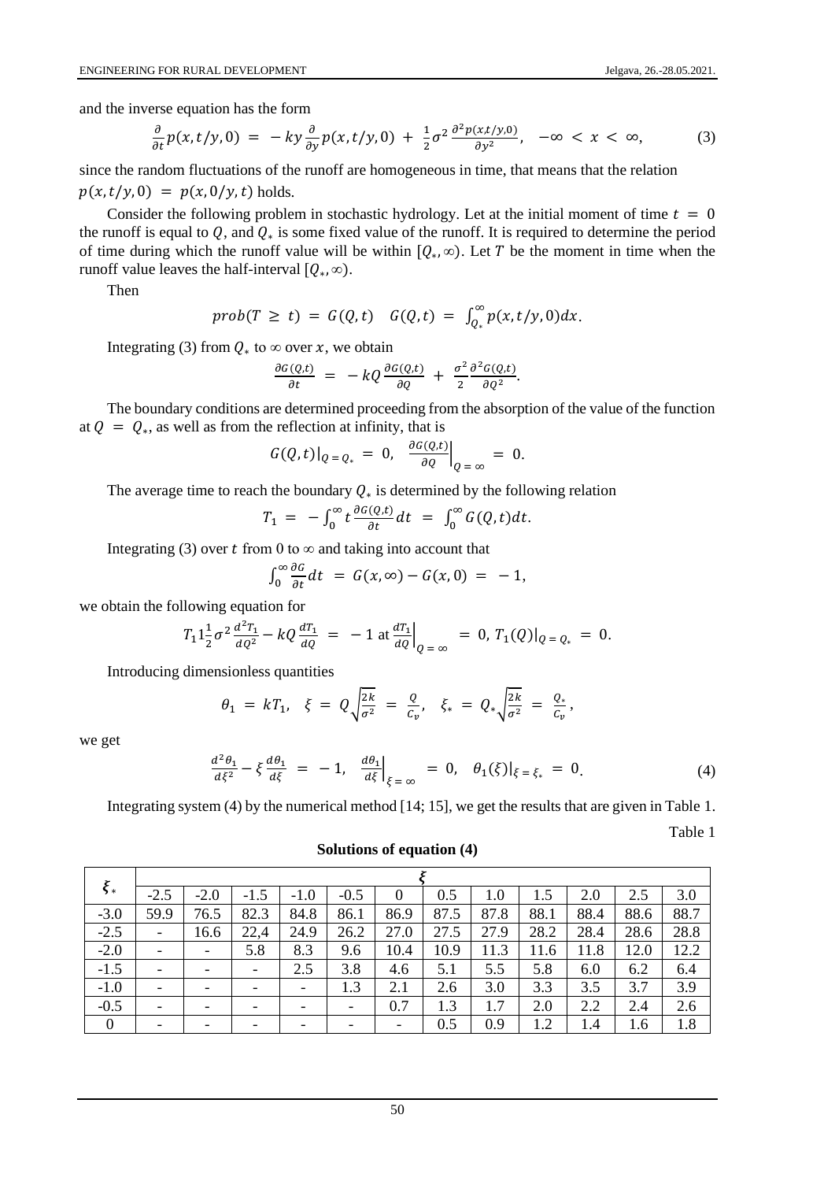and the inverse equation has the form

$$\frac{\partial}{\partial t}p(x,t/y,0) = -ky\frac{\partial}{\partial y}p(x,t/y,0) + \frac{1}{2}\sigma^2\frac{\partial^2 p(x,t/y,0)}{\partial y^2}, \quad -\infty < x < \infty, \tag{3}$$

since the random fluctuations of the runoff are homogeneous in time, that means that the relation $p(x,t/y,0) = p(x,0/y,t)$ holds.

Consider the following problem in stochastic hydrology. Let at the initial moment of time $t = 0$ the runoff is equal to $Q$, and $Q_*$ is some fixed value of the runoff. It is required to determine the period of time during which the runoff value will be within $[Q_*, \infty)$. Let $T$ be the moment in time when the runoff value leaves the half-interval $[Q_*, \infty)$.

Then

$$prob(T \geq t) = G(Q,t) \quad G(Q,t) = \int_{Q_*}^{\infty} p(x,t/y,0)dx.$$

Integrating (3) from $Q_*$ to $\infty$ over $x$, we obtain

$$\frac{\partial G(Q,t)}{\partial t} = -kQ\frac{\partial G(Q,t)}{\partial Q} + \frac{\sigma^2}{2}\frac{\partial^2 G(Q,t)}{\partial Q^2}.$$

The boundary conditions are determined proceeding from the absorption of the value of the function at $Q = Q_*$, as well as from the reflection at infinity, that is

$$G(Q,t)|_{Q=Q_*} = 0, \quad \left.\frac{\partial G(Q,t)}{\partial Q}\right|_{Q=\infty} = 0.$$

The average time to reach the boundary $Q_*$ is determined by the following relation

$$T_1 = -\int_0^{\infty} t\frac{\partial G(Q,t)}{\partial t}dt = \int_0^{\infty} G(Q,t)dt.$$

Integrating (3) over $t$ from 0 to $\infty$ and taking into account that

$$\int_0^{\infty}\frac{\partial G}{\partial t}dt = G(x,\infty) - G(x,0) = -1,$$

we obtain the following equation for

$$T_1 1\frac{1}{2}\sigma^2\frac{d^2 T_1}{dQ^2} - kQ\frac{dT_1}{dQ} = -1 \text{ at } \left.\frac{dT_1}{dQ}\right|_{Q=\infty} = 0, \; T_1(Q)|_{Q=Q_*} = 0.$$

Introducing dimensionless quantities

$$\theta_1 = kT_1, \quad \xi = Q\sqrt{\frac{2k}{\sigma^2}} = \frac{Q}{C_v}, \quad \xi_* = Q_*\sqrt{\frac{2k}{\sigma^2}} = \frac{Q_*}{C_v},$$

we get

$$\frac{d^2\theta_1}{d\xi^2} - \xi\frac{d\theta_1}{d\xi} = -1, \quad \left.\frac{d\theta_1}{d\xi}\right|_{\xi=\infty} = 0, \quad \theta_1(\xi)|_{\xi=\xi_*} = 0. \tag{4}$$

Integrating system (4) by the numerical method [14; 15], we get the results that are given in Table 1.

Table 1

**Solutions of equation (4)**

| $\xi_*$ | $\xi$ | | | | | | | | | | | |
|---|---|---|---|---|---|---|---|---|---|---|---|---|
| | -2.5 | -2.0 | -1.5 | -1.0 | -0.5 | 0 | 0.5 | 1.0 | 1.5 | 2.0 | 2.5 | 3.0 |
| -3.0 | 59.9 | 76.5 | 82.3 | 84.8 | 86.1 | 86.9 | 87.5 | 87.8 | 88.1 | 88.4 | 88.6 | 88.7 |
| -2.5 | - | 16.6 | 22,4 | 24.9 | 26.2 | 27.0 | 27.5 | 27.9 | 28.2 | 28.4 | 28.6 | 28.8 |
| -2.0 | - | - | 5.8 | 8.3 | 9.6 | 10.4 | 10.9 | 11.3 | 11.6 | 11.8 | 12.0 | 12.2 |
| -1.5 | - | - | - | 2.5 | 3.8 | 4.6 | 5.1 | 5.5 | 5.8 | 6.0 | 6.2 | 6.4 |
| -1.0 | - | - | - | - | 1.3 | 2.1 | 2.6 | 3.0 | 3.3 | 3.5 | 3.7 | 3.9 |
| -0.5 | - | - | - | - | - | 0.7 | 1.3 | 1.7 | 2.0 | 2.2 | 2.4 | 2.6 |
| 0 | - | - | - | - | - | - | 0.5 | 0.9 | 1.2 | 1.4 | 1.6 | 1.8 |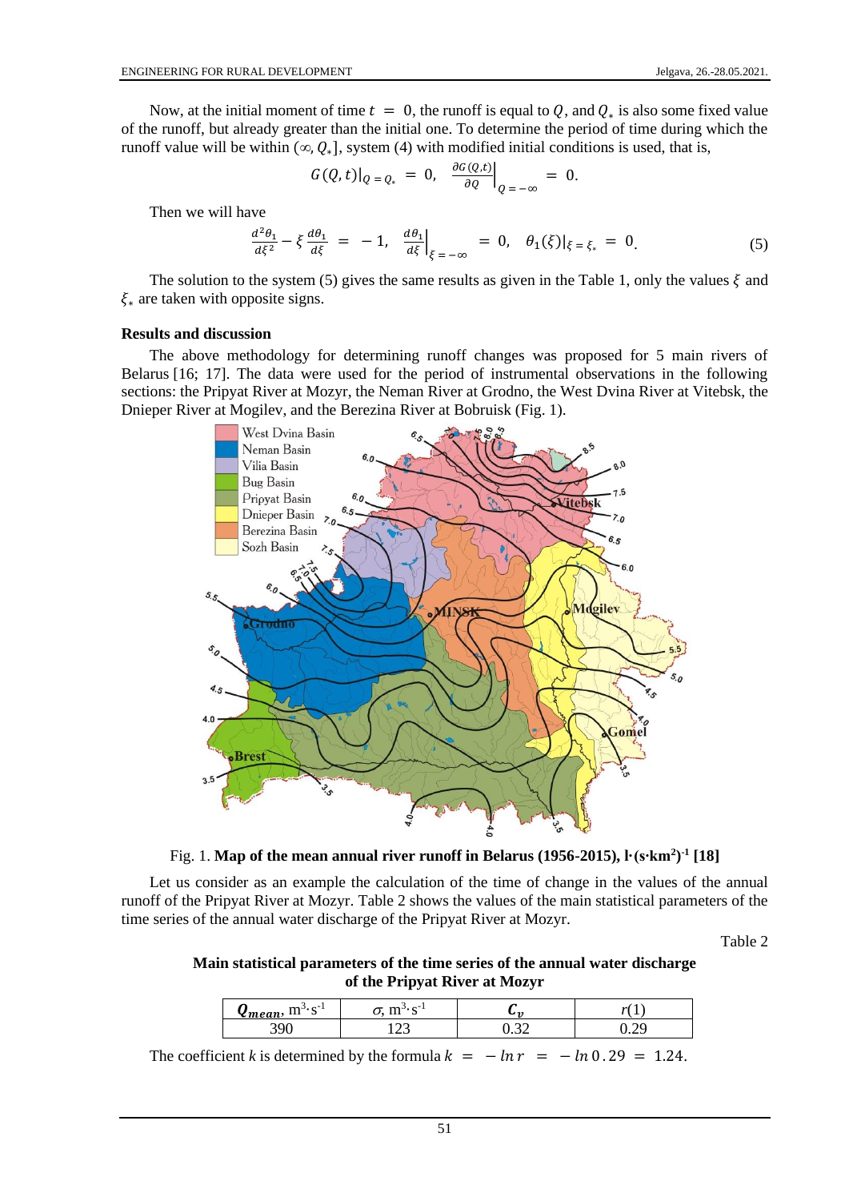Now, at the initial moment of time $t = 0$, the runoff is equal to $Q$, and $Q_*$ is also some fixed value of the runoff, but already greater than the initial one. To determine the period of time during which the runoff value will be within $(\infty, Q_*]$, system (4) with modified initial conditions is used, that is,

$$G(Q,t)|_{Q=Q_*} = 0, \quad \left.\frac{\partial G(Q,t)}{\partial Q}\right|_{Q=-\infty} = 0.$$

Then we will have

$$\frac{d^2\theta_1}{d\xi^2} - \xi\frac{d\theta_1}{d\xi} = -1, \quad \left.\frac{d\theta_1}{d\xi}\right|_{\xi=-\infty} = 0, \quad \theta_1(\xi)|_{\xi=\xi_*} = 0. \tag{5}$$

The solution to the system (5) gives the same results as given in the Table 1, only the values $\xi$ and $\xi_*$ are taken with opposite signs.

## Results and discussion

The above methodology for determining runoff changes was proposed for 5 main rivers of Belarus [16; 17]. The data were used for the period of instrumental observations in the following sections: the Pripyat River at Mozyr, the Neman River at Grodno, the West Dvina River at Vitebsk, the Dnieper River at Mogilev, and the Berezina River at Bobruisk (Fig. 1).

Fig. 1. **Map of the mean annual river runoff in Belarus (1956-2015), l·(s·km²)⁻¹ [18]**

Let us consider as an example the calculation of the time of change in the values of the annual runoff of the Pripyat River at Mozyr. Table 2 shows the values of the main statistical parameters of the time series of the annual water discharge of the Pripyat River at Mozyr.

Table 2

**Main statistical parameters of the time series of the annual water discharge of the Pripyat River at Mozyr**

| $Q_{mean}$, $m^3 \cdot s^{-1}$ | $\sigma$, $m^3 \cdot s^{-1}$ | $C_v$ | $r(1)$ |
|---|---|---|---|
| 390 | 123 | 0.32 | 0.29 |

The coefficient $k$ is determined by the formula $k = -\ln r = -\ln 0.29 = 1.24$.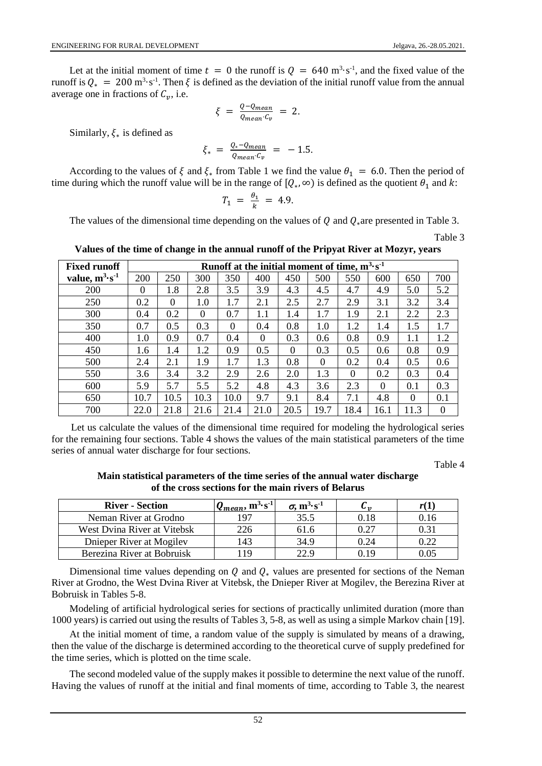Let at the initial moment of time $t = 0$ the runoff is $Q = 640$ m$^3$·s$^{-1}$, and the fixed value of the runoff is $Q_* = 200$ m$^3$·s$^{-1}$. Then $\xi$ is defined as the deviation of the initial runoff value from the annual average one in fractions of $C_v$, i.e.

$$\xi = \frac{Q - Q_{mean}}{Q_{mean} \cdot C_v} = 2.$$

Similarly, $\xi_*$ is defined as

$$\xi_* = \frac{Q_* - Q_{mean}}{Q_{mean} \cdot C_v} = -1.5.$$

According to the values of $\xi$ and $\xi_*$ from Table 1 we find the value $\theta_1 = 6.0$. Then the period of time during which the runoff value will be in the range of $[Q_*, \infty)$ is defined as the quotient $\theta_1$ and $k$:

$$T_1 = \frac{\theta_1}{k} = 4.9.$$

The values of the dimensional time depending on the values of $Q$ and $Q_*$ are presented in Table 3.

Table 3

**Values of the time of change in the annual runoff of the Pripyat River at Mozyr, years**

| Fixed runoff value, m$^3$·s$^{-1}$ | Runoff at the initial moment of time, m$^3$·s$^{-1}$ | | | | | | | | | | |
|---|---|---|---|---|---|---|---|---|---|---|---|
| | 200 | 250 | 300 | 350 | 400 | 450 | 500 | 550 | 600 | 650 | 700 |
| 200 | 0 | 1.8 | 2.8 | 3.5 | 3.9 | 4.3 | 4.5 | 4.7 | 4.9 | 5.0 | 5.2 |
| 250 | 0.2 | 0 | 1.0 | 1.7 | 2.1 | 2.5 | 2.7 | 2.9 | 3.1 | 3.2 | 3.4 |
| 300 | 0.4 | 0.2 | 0 | 0.7 | 1.1 | 1.4 | 1.7 | 1.9 | 2.1 | 2.2 | 2.3 |
| 350 | 0.7 | 0.5 | 0.3 | 0 | 0.4 | 0.8 | 1.0 | 1.2 | 1.4 | 1.5 | 1.7 |
| 400 | 1.0 | 0.9 | 0.7 | 0.4 | 0 | 0.3 | 0.6 | 0.8 | 0.9 | 1.1 | 1.2 |
| 450 | 1.6 | 1.4 | 1.2 | 0.9 | 0.5 | 0 | 0.3 | 0.5 | 0.6 | 0.8 | 0.9 |
| 500 | 2.4 | 2.1 | 1.9 | 1.7 | 1.3 | 0.8 | 0 | 0.2 | 0.4 | 0.5 | 0.6 |
| 550 | 3.6 | 3.4 | 3.2 | 2.9 | 2.6 | 2.0 | 1.3 | 0 | 0.2 | 0.3 | 0.4 |
| 600 | 5.9 | 5.7 | 5.5 | 5.2 | 4.8 | 4.3 | 3.6 | 2.3 | 0 | 0.1 | 0.3 |
| 650 | 10.7 | 10.5 | 10.3 | 10.0 | 9.7 | 9.1 | 8.4 | 7.1 | 4.8 | 0 | 0.1 |
| 700 | 22.0 | 21.8 | 21.6 | 21.4 | 21.0 | 20.5 | 19.7 | 18.4 | 16.1 | 11.3 | 0 |

Let us calculate the values of the dimensional time required for modeling the hydrological series for the remaining four sections. Table 4 shows the values of the main statistical parameters of the time series of annual water discharge for four sections.

Table 4

**Main statistical parameters of the time series of the annual water discharge of the cross sections for the main rivers of Belarus**

| River - Section | $Q_{mean}$, m$^3$·s$^{-1}$ | $\sigma$, m$^3$·s$^{-1}$ | $C_v$ | $r(1)$ |
|---|---|---|---|---|
| Neman River at Grodno | 197 | 35.5 | 0.18 | 0.16 |
| West Dvina River at Vitebsk | 226 | 61.6 | 0.27 | 0.31 |
| Dnieper River at Mogilev | 143 | 34.9 | 0.24 | 0.22 |
| Berezina River at Bobruisk | 119 | 22.9 | 0.19 | 0.05 |

Dimensional time values depending on $Q$ and $Q_*$ values are presented for sections of the Neman River at Grodno, the West Dvina River at Vitebsk, the Dnieper River at Mogilev, the Berezina River at Bobruisk in Tables 5-8.

Modeling of artificial hydrological series for sections of practically unlimited duration (more than 1000 years) is carried out using the results of Tables 3, 5-8, as well as using a simple Markov chain [19].

At the initial moment of time, a random value of the supply is simulated by means of a drawing, then the value of the discharge is determined according to the theoretical curve of supply predefined for the time series, which is plotted on the time scale.

The second modeled value of the supply makes it possible to determine the next value of the runoff. Having the values of runoff at the initial and final moments of time, according to Table 3, the nearest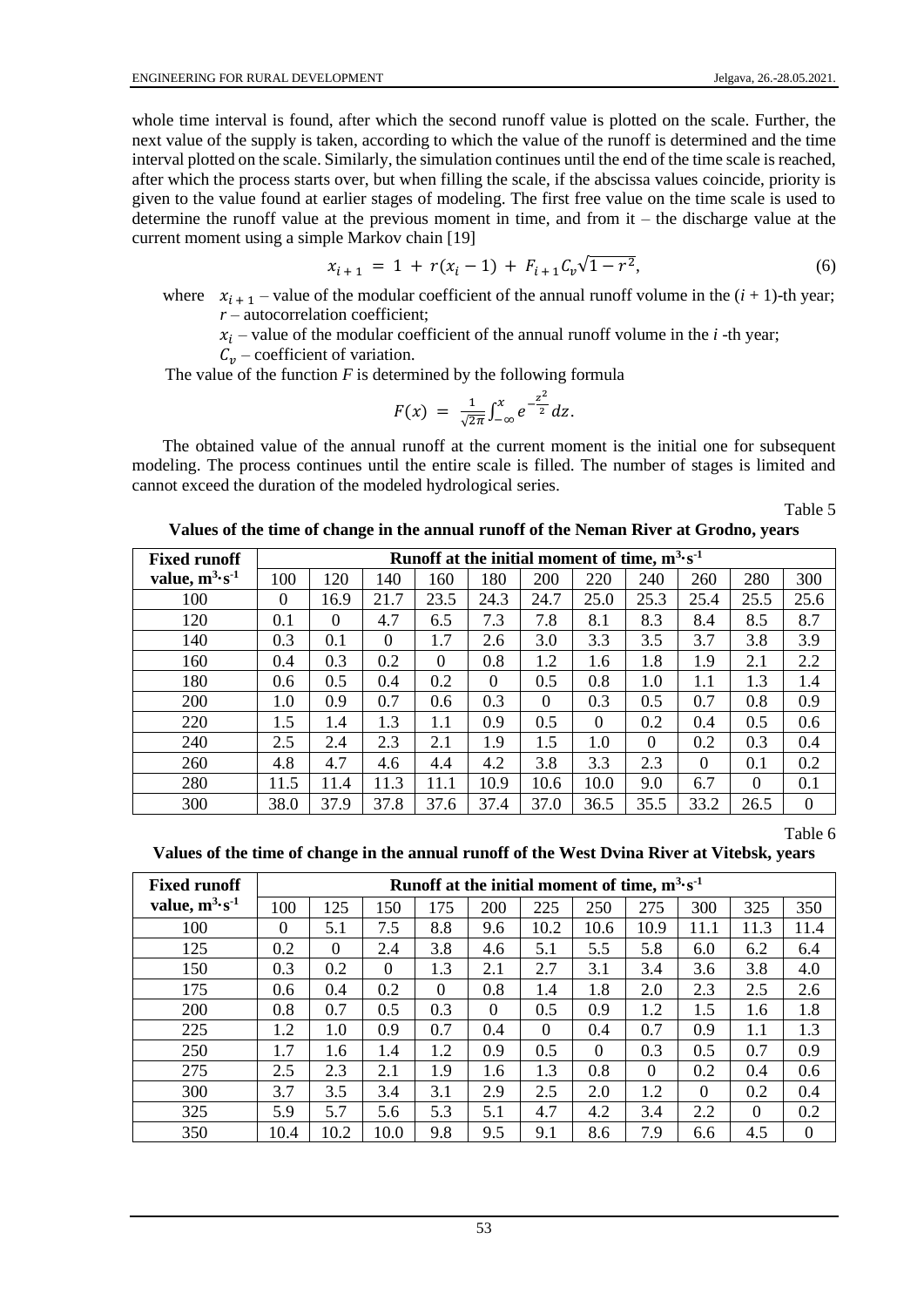whole time interval is found, after which the second runoff value is plotted on the scale. Further, the next value of the supply is taken, according to which the value of the runoff is determined and the time interval plotted on the scale. Similarly, the simulation continues until the end of the time scale is reached, after which the process starts over, but when filling the scale, if the abscissa values coincide, priority is given to the value found at earlier stages of modeling. The first free value on the time scale is used to determine the runoff value at the previous moment in time, and from it – the discharge value at the current moment using a simple Markov chain [19]

$$x_{i+1} = 1 + r(x_i - 1) + F_{i+1} C_v \sqrt{1 - r^2}, \tag{6}$$

where $x_{i+1}$ – value of the modular coefficient of the annual runoff volume in the $(i + 1)$-th year;
$r$ – autocorrelation coefficient;
$x_i$ – value of the modular coefficient of the annual runoff volume in the $i$ -th year;
$C_v$ – coefficient of variation.

The value of the function $F$ is determined by the following formula

$$F(x) = \frac{1}{\sqrt{2\pi}} \int_{-\infty}^{x} e^{-\frac{z^2}{2}} dz.$$

The obtained value of the annual runoff at the current moment is the initial one for subsequent modeling. The process continues until the entire scale is filled. The number of stages is limited and cannot exceed the duration of the modeled hydrological series.

Table 5

**Values of the time of change in the annual runoff of the Neman River at Grodno, years**

| Fixed runoff value, $m^3 \cdot s^{-1}$ | Runoff at the initial moment of time, $m^3 \cdot s^{-1}$ | | | | | | | | | | |
|---|---|---|---|---|---|---|---|---|---|---|---|
| | 100 | 120 | 140 | 160 | 180 | 200 | 220 | 240 | 260 | 280 | 300 |
| 100 | 0 | 16.9 | 21.7 | 23.5 | 24.3 | 24.7 | 25.0 | 25.3 | 25.4 | 25.5 | 25.6 |
| 120 | 0.1 | 0 | 4.7 | 6.5 | 7.3 | 7.8 | 8.1 | 8.3 | 8.4 | 8.5 | 8.7 |
| 140 | 0.3 | 0.1 | 0 | 1.7 | 2.6 | 3.0 | 3.3 | 3.5 | 3.7 | 3.8 | 3.9 |
| 160 | 0.4 | 0.3 | 0.2 | 0 | 0.8 | 1.2 | 1.6 | 1.8 | 1.9 | 2.1 | 2.2 |
| 180 | 0.6 | 0.5 | 0.4 | 0.2 | 0 | 0.5 | 0.8 | 1.0 | 1.1 | 1.3 | 1.4 |
| 200 | 1.0 | 0.9 | 0.7 | 0.6 | 0.3 | 0 | 0.3 | 0.5 | 0.7 | 0.8 | 0.9 |
| 220 | 1.5 | 1.4 | 1.3 | 1.1 | 0.9 | 0.5 | 0 | 0.2 | 0.4 | 0.5 | 0.6 |
| 240 | 2.5 | 2.4 | 2.3 | 2.1 | 1.9 | 1.5 | 1.0 | 0 | 0.2 | 0.3 | 0.4 |
| 260 | 4.8 | 4.7 | 4.6 | 4.4 | 4.2 | 3.8 | 3.3 | 2.3 | 0 | 0.1 | 0.2 |
| 280 | 11.5 | 11.4 | 11.3 | 11.1 | 10.9 | 10.6 | 10.0 | 9.0 | 6.7 | 0 | 0.1 |
| 300 | 38.0 | 37.9 | 37.8 | 37.6 | 37.4 | 37.0 | 36.5 | 35.5 | 33.2 | 26.5 | 0 |

Table 6

**Values of the time of change in the annual runoff of the West Dvina River at Vitebsk, years**

| Fixed runoff value, $m^3 \cdot s^{-1}$ | Runoff at the initial moment of time, $m^3 \cdot s^{-1}$ | | | | | | | | | | |
|---|---|---|---|---|---|---|---|---|---|---|---|
| | 100 | 125 | 150 | 175 | 200 | 225 | 250 | 275 | 300 | 325 | 350 |
| 100 | 0 | 5.1 | 7.5 | 8.8 | 9.6 | 10.2 | 10.6 | 10.9 | 11.1 | 11.3 | 11.4 |
| 125 | 0.2 | 0 | 2.4 | 3.8 | 4.6 | 5.1 | 5.5 | 5.8 | 6.0 | 6.2 | 6.4 |
| 150 | 0.3 | 0.2 | 0 | 1.3 | 2.1 | 2.7 | 3.1 | 3.4 | 3.6 | 3.8 | 4.0 |
| 175 | 0.6 | 0.4 | 0.2 | 0 | 0.8 | 1.4 | 1.8 | 2.0 | 2.3 | 2.5 | 2.6 |
| 200 | 0.8 | 0.7 | 0.5 | 0.3 | 0 | 0.5 | 0.9 | 1.2 | 1.5 | 1.6 | 1.8 |
| 225 | 1.2 | 1.0 | 0.9 | 0.7 | 0.4 | 0 | 0.4 | 0.7 | 0.9 | 1.1 | 1.3 |
| 250 | 1.7 | 1.6 | 1.4 | 1.2 | 0.9 | 0.5 | 0 | 0.3 | 0.5 | 0.7 | 0.9 |
| 275 | 2.5 | 2.3 | 2.1 | 1.9 | 1.6 | 1.3 | 0.8 | 0 | 0.2 | 0.4 | 0.6 |
| 300 | 3.7 | 3.5 | 3.4 | 3.1 | 2.9 | 2.5 | 2.0 | 1.2 | 0 | 0.2 | 0.4 |
| 325 | 5.9 | 5.7 | 5.6 | 5.3 | 5.1 | 4.7 | 4.2 | 3.4 | 2.2 | 0 | 0.2 |
| 350 | 10.4 | 10.2 | 10.0 | 9.8 | 9.5 | 9.1 | 8.6 | 7.9 | 6.6 | 4.5 | 0 |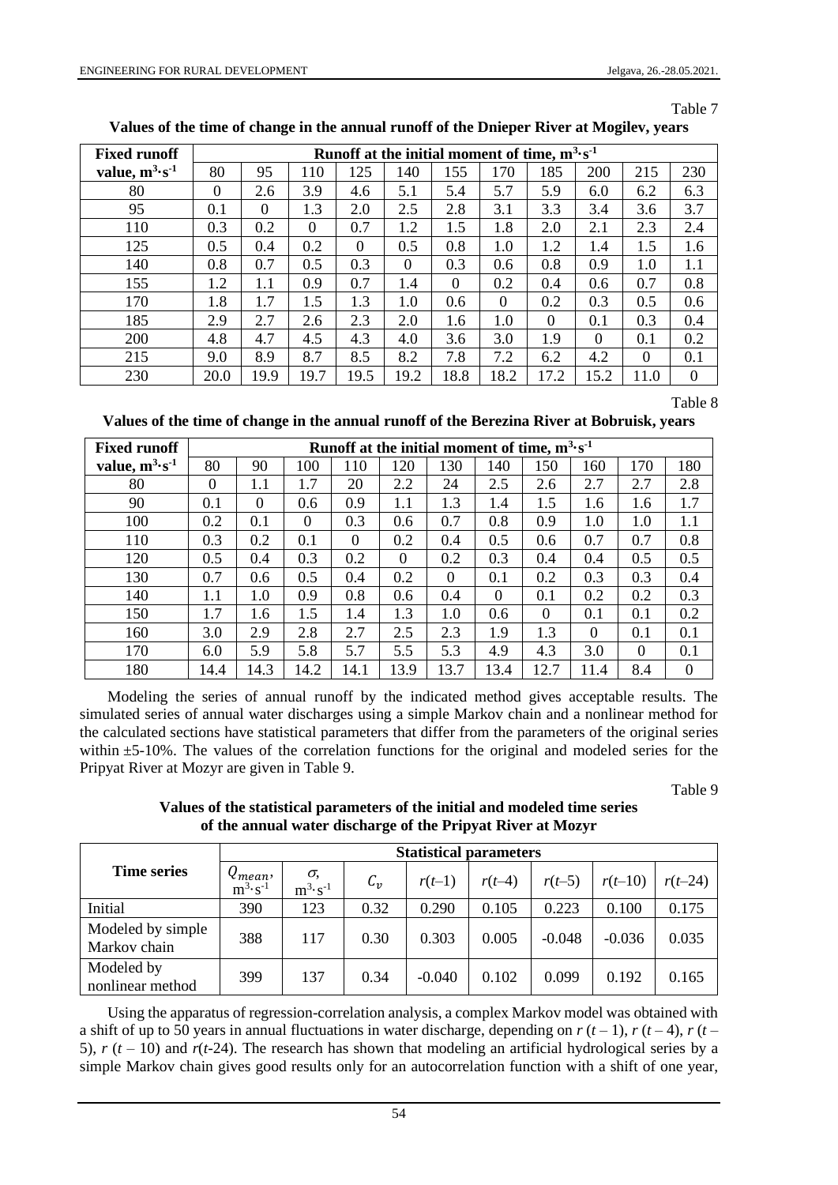Table 7

**Values of the time of change in the annual runoff of the Dnieper River at Mogilev, years**

| Fixed runoff value, $m^3 \cdot s^{-1}$ | Runoff at the initial moment of time, $m^3 \cdot s^{-1}$ | | | | | | | | | | |
|---|---|---|---|---|---|---|---|---|---|---|---|
| | 80 | 95 | 110 | 125 | 140 | 155 | 170 | 185 | 200 | 215 | 230 |
| 80 | 0 | 2.6 | 3.9 | 4.6 | 5.1 | 5.4 | 5.7 | 5.9 | 6.0 | 6.2 | 6.3 |
| 95 | 0.1 | 0 | 1.3 | 2.0 | 2.5 | 2.8 | 3.1 | 3.3 | 3.4 | 3.6 | 3.7 |
| 110 | 0.3 | 0.2 | 0 | 0.7 | 1.2 | 1.5 | 1.8 | 2.0 | 2.1 | 2.3 | 2.4 |
| 125 | 0.5 | 0.4 | 0.2 | 0 | 0.5 | 0.8 | 1.0 | 1.2 | 1.4 | 1.5 | 1.6 |
| 140 | 0.8 | 0.7 | 0.5 | 0.3 | 0 | 0.3 | 0.6 | 0.8 | 0.9 | 1.0 | 1.1 |
| 155 | 1.2 | 1.1 | 0.9 | 0.7 | 1.4 | 0 | 0.2 | 0.4 | 0.6 | 0.7 | 0.8 |
| 170 | 1.8 | 1.7 | 1.5 | 1.3 | 1.0 | 0.6 | 0 | 0.2 | 0.3 | 0.5 | 0.6 |
| 185 | 2.9 | 2.7 | 2.6 | 2.3 | 2.0 | 1.6 | 1.0 | 0 | 0.1 | 0.3 | 0.4 |
| 200 | 4.8 | 4.7 | 4.5 | 4.3 | 4.0 | 3.6 | 3.0 | 1.9 | 0 | 0.1 | 0.2 |
| 215 | 9.0 | 8.9 | 8.7 | 8.5 | 8.2 | 7.8 | 7.2 | 6.2 | 4.2 | 0 | 0.1 |
| 230 | 20.0 | 19.9 | 19.7 | 19.5 | 19.2 | 18.8 | 18.2 | 17.2 | 15.2 | 11.0 | 0 |

Table 8

**Values of the time of change in the annual runoff of the Berezina River at Bobruisk, years**

| Fixed runoff value, $m^3 \cdot s^{-1}$ | Runoff at the initial moment of time, $m^3 \cdot s^{-1}$ | | | | | | | | | | |
|---|---|---|---|---|---|---|---|---|---|---|---|
| | 80 | 90 | 100 | 110 | 120 | 130 | 140 | 150 | 160 | 170 | 180 |
| 80 | 0 | 1.1 | 1.7 | 20 | 2.2 | 24 | 2.5 | 2.6 | 2.7 | 2.7 | 2.8 |
| 90 | 0.1 | 0 | 0.6 | 0.9 | 1.1 | 1.3 | 1.4 | 1.5 | 1.6 | 1.6 | 1.7 |
| 100 | 0.2 | 0.1 | 0 | 0.3 | 0.6 | 0.7 | 0.8 | 0.9 | 1.0 | 1.0 | 1.1 |
| 110 | 0.3 | 0.2 | 0.1 | 0 | 0.2 | 0.4 | 0.5 | 0.6 | 0.7 | 0.7 | 0.8 |
| 120 | 0.5 | 0.4 | 0.3 | 0.2 | 0 | 0.2 | 0.3 | 0.4 | 0.4 | 0.5 | 0.5 |
| 130 | 0.7 | 0.6 | 0.5 | 0.4 | 0.2 | 0 | 0.1 | 0.2 | 0.3 | 0.3 | 0.4 |
| 140 | 1.1 | 1.0 | 0.9 | 0.8 | 0.6 | 0.4 | 0 | 0.1 | 0.2 | 0.2 | 0.3 |
| 150 | 1.7 | 1.6 | 1.5 | 1.4 | 1.3 | 1.0 | 0.6 | 0 | 0.1 | 0.1 | 0.2 |
| 160 | 3.0 | 2.9 | 2.8 | 2.7 | 2.5 | 2.3 | 1.9 | 1.3 | 0 | 0.1 | 0.1 |
| 170 | 6.0 | 5.9 | 5.8 | 5.7 | 5.5 | 5.3 | 4.9 | 4.3 | 3.0 | 0 | 0.1 |
| 180 | 14.4 | 14.3 | 14.2 | 14.1 | 13.9 | 13.7 | 13.4 | 12.7 | 11.4 | 8.4 | 0 |

Modeling the series of annual runoff by the indicated method gives acceptable results. The simulated series of annual water discharges using a simple Markov chain and a nonlinear method for the calculated sections have statistical parameters that differ from the parameters of the original series within ±5-10%. The values of the correlation functions for the original and modeled series for the Pripyat River at Mozyr are given in Table 9.

Table 9

**Values of the statistical parameters of the initial and modeled time series of the annual water discharge of the Pripyat River at Mozyr**

| Time series | Statistical parameters | | | | | | | |
|---|---|---|---|---|---|---|---|---|
| | $Q_{mean}$, $m^3 \cdot s^{-1}$ | $\sigma$, $m^3 \cdot s^{-1}$ | $C_v$ | $r(t–1)$ | $r(t–4)$ | $r(t–5)$ | $r(t–10)$ | $r(t–24)$ |
| Initial | 390 | 123 | 0.32 | 0.290 | 0.105 | 0.223 | 0.100 | 0.175 |
| Modeled by simple Markov chain | 388 | 117 | 0.30 | 0.303 | 0.005 | -0.048 | -0.036 | 0.035 |
| Modeled by nonlinear method | 399 | 137 | 0.34 | -0.040 | 0.102 | 0.099 | 0.192 | 0.165 |

Using the apparatus of regression-correlation analysis, a complex Markov model was obtained with a shift of up to 50 years in annual fluctuations in water discharge, depending on $r(t-1)$, $r(t-4)$, $r(t-5)$, $r(t-10)$ and $r(t\text{-}24)$. The research has shown that modeling an artificial hydrological series by a simple Markov chain gives good results only for an autocorrelation function with a shift of one year,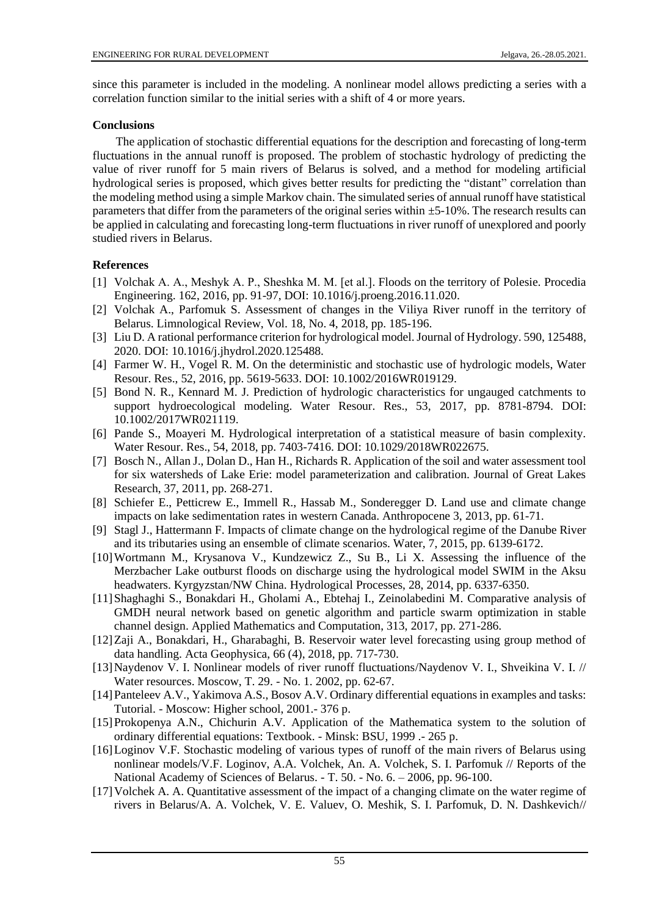since this parameter is included in the modeling. A nonlinear model allows predicting a series with a correlation function similar to the initial series with a shift of 4 or more years.

## Conclusions

The application of stochastic differential equations for the description and forecasting of long-term fluctuations in the annual runoff is proposed. The problem of stochastic hydrology of predicting the value of river runoff for 5 main rivers of Belarus is solved, and a method for modeling artificial hydrological series is proposed, which gives better results for predicting the "distant" correlation than the modeling method using a simple Markov chain. The simulated series of annual runoff have statistical parameters that differ from the parameters of the original series within $\pm$5-10%. The research results can be applied in calculating and forecasting long-term fluctuations in river runoff of unexplored and poorly studied rivers in Belarus.

## References

[1] Volchak A. A., Meshyk A. P., Sheshka M. M. [et al.]. Floods on the territory of Polesie. Procedia Engineering. 162, 2016, pp. 91-97, DOI: 10.1016/j.proeng.2016.11.020.

[2] Volchak A., Parfomuk S. Assessment of changes in the Viliya River runoff in the territory of Belarus. Limnological Review, Vol. 18, No. 4, 2018, pp. 185-196.

[3] Liu D. A rational performance criterion for hydrological model. Journal of Hydrology. 590, 125488, 2020. DOI: 10.1016/j.jhydrol.2020.125488.

[4] Farmer W. H., Vogel R. M. On the deterministic and stochastic use of hydrologic models, Water Resour. Res., 52, 2016, pp. 5619-5633. DOI: 10.1002/2016WR019129.

[5] Bond N. R., Kennard M. J. Prediction of hydrologic characteristics for ungauged catchments to support hydroecological modeling. Water Resour. Res., 53, 2017, pp. 8781-8794. DOI: 10.1002/2017WR021119.

[6] Pande S., Moayeri M. Hydrological interpretation of a statistical measure of basin complexity. Water Resour. Res., 54, 2018, pp. 7403-7416. DOI: 10.1029/2018WR022675.

[7] Bosch N., Allan J., Dolan D., Han H., Richards R. Application of the soil and water assessment tool for six watersheds of Lake Erie: model parameterization and calibration. Journal of Great Lakes Research, 37, 2011, pp. 268-271.

[8] Schiefer E., Petticrew E., Immell R., Hassab M., Sonderegger D. Land use and climate change impacts on lake sedimentation rates in western Canada. Anthropocene 3, 2013, pp. 61-71.

[9] Stagl J., Hattermann F. Impacts of climate change on the hydrological regime of the Danube River and its tributaries using an ensemble of climate scenarios. Water, 7, 2015, pp. 6139-6172.

[10] Wortmann M., Krysanova V., Kundzewicz Z., Su B., Li X. Assessing the influence of the Merzbacher Lake outburst floods on discharge using the hydrological model SWIM in the Aksu headwaters. Kyrgyzstan/NW China. Hydrological Processes, 28, 2014, pp. 6337-6350.

[11] Shaghaghi S., Bonakdari H., Gholami A., Ebtehaj I., Zeinolabedini M. Comparative analysis of GMDH neural network based on genetic algorithm and particle swarm optimization in stable channel design. Applied Mathematics and Computation, 313, 2017, pp. 271-286.

[12] Zaji A., Bonakdari, H., Gharabaghi, B. Reservoir water level forecasting using group method of data handling. Acta Geophysica, 66 (4), 2018, pp. 717-730.

[13] Naydenov V. I. Nonlinear models of river runoff fluctuations/Naydenov V. I., Shveikina V. I. // Water resources. Moscow, T. 29. - No. 1. 2002, pp. 62-67.

[14] Panteleev A.V., Yakimova A.S., Bosov A.V. Ordinary differential equations in examples and tasks: Tutorial. - Moscow: Higher school, 2001.- 376 p.

[15] Prokopenya A.N., Chichurin A.V. Application of the Mathematica system to the solution of ordinary differential equations: Textbook. - Minsk: BSU, 1999 .- 265 p.

[16] Loginov V.F. Stochastic modeling of various types of runoff of the main rivers of Belarus using nonlinear models/V.F. Loginov, A.A. Volchek, An. A. Volchek, S. I. Parfomuk // Reports of the National Academy of Sciences of Belarus. - T. 50. - No. 6. – 2006, pp. 96-100.

[17] Volchek A. A. Quantitative assessment of the impact of a changing climate on the water regime of rivers in Belarus/A. A. Volchek, V. E. Valuev, O. Meshik, S. I. Parfomuk, D. N. Dashkevich//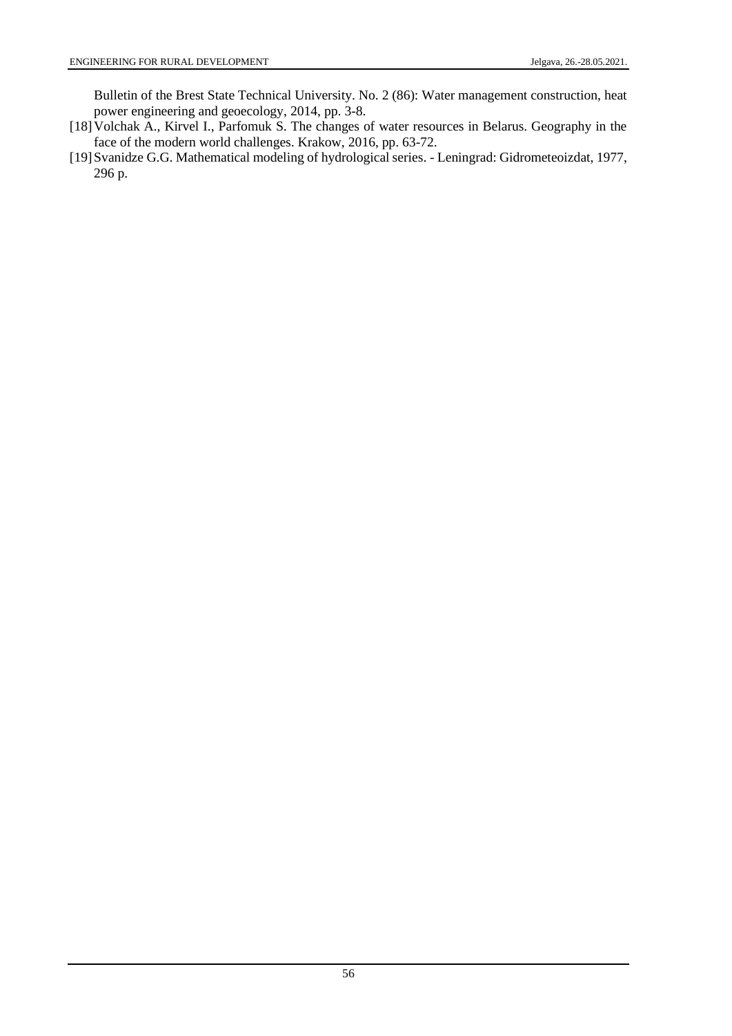Bulletin of the Brest State Technical University. No. 2 (86): Water management construction, heat power engineering and geoecology, 2014, pp. 3-8.

[18] Volchak A., Kirvel I., Parfomuk S. The changes of water resources in Belarus. Geography in the face of the modern world challenges. Krakow, 2016, pp. 63-72.

[19] Svanidze G.G. Mathematical modeling of hydrological series. - Leningrad: Gidrometeoizdat, 1977, 296 p.